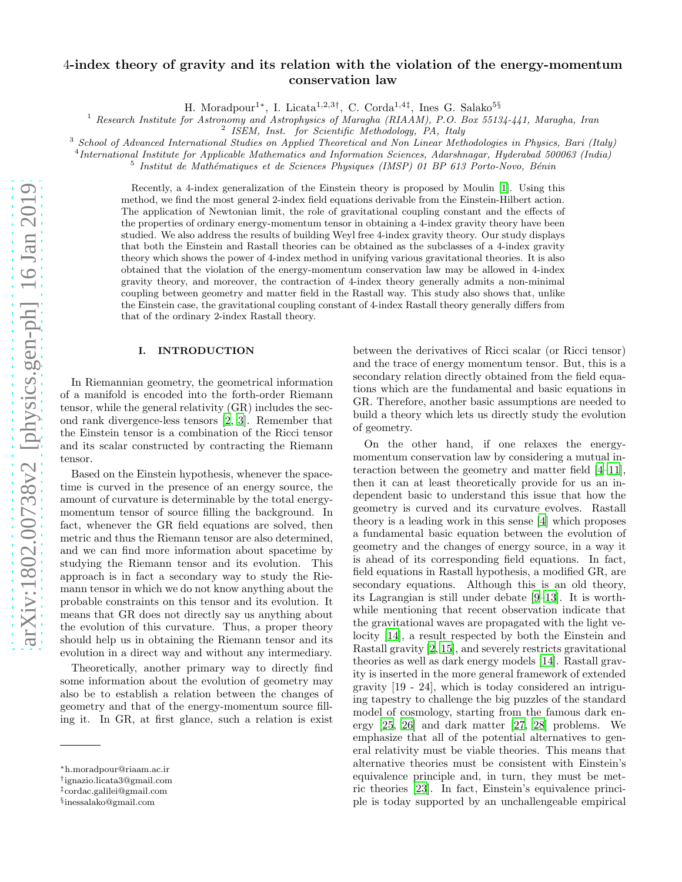# 4-index theory of gravity and its relation with the violation of the energy-momentum conservation law

H. Moradpour[1*], I. Licata[1,2,3†], C. Corda[1,4‡], Ines G. Salako[5§]

[1] *Research Institute for Astronomy and Astrophysics of Maragha (RIAAM), P.O. Box 55134-441, Maragha, Iran*
[2] *ISEM, Inst. for Scientific Methodology, PA, Italy*
[3] *School of Advanced International Studies on Applied Theoretical and Non Linear Methodologies in Physics, Bari (Italy)*
[4] *International Institute for Applicable Mathematics and Information Sciences, Adarshnagar, Hyderabad 500063 (India)*
[5] *Institut de Mathématiques et de Sciences Physiques (IMSP) 01 BP 613 Porto-Novo, Bénin*

Recently, a 4-index generalization of the Einstein theory is proposed by Moulin [1]. Using this method, we find the most general 2-index field equations derivable from the Einstein-Hilbert action. The application of Newtonian limit, the role of gravitational coupling constant and the effects of the properties of ordinary energy-momentum tensor in obtaining a 4-index gravity theory have been studied. We also address the results of building Weyl free 4-index gravity theory. Our study displays that both the Einstein and Rastall theories can be obtained as the subclasses of a 4-index gravity theory which shows the power of 4-index method in unifying various gravitational theories. It is also obtained that the violation of the energy-momentum conservation law may be allowed in 4-index gravity theory, and moreover, the contraction of 4-index theory generally admits a non-minimal coupling between geometry and matter field in the Rastall way. This study also shows that, unlike the Einstein case, the gravitational coupling constant of 4-index Rastall theory generally differs from that of the ordinary 2-index Rastall theory.

## I. INTRODUCTION

In Riemannian geometry, the geometrical information of a manifold is encoded into the forth-order Riemann tensor, while the general relativity (GR) includes the second rank divergence-less tensors [2, 3]. Remember that the Einstein tensor is a combination of the Ricci tensor and its scalar constructed by contracting the Riemann tensor.

Based on the Einstein hypothesis, whenever the spacetime is curved in the presence of an energy source, the amount of curvature is determinable by the total energy-momentum tensor of source filling the background. In fact, whenever the GR field equations are solved, then metric and thus the Riemann tensor are also determined, and we can find more information about spacetime by studying the Riemann tensor and its evolution. This approach is in fact a secondary way to study the Riemann tensor in which we do not know anything about the probable constraints on this tensor and its evolution. It means that GR does not directly say us anything about the evolution of this curvature. Thus, a proper theory should help us in obtaining the Riemann tensor and its evolution in a direct way and without any intermediary.

Theoretically, another primary way to directly find some information about the evolution of geometry may also be to establish a relation between the changes of geometry and that of the energy-momentum source filling it. In GR, at first glance, such a relation is exist between the derivatives of Ricci scalar (or Ricci tensor) and the trace of energy momentum tensor. But, this is a secondary relation directly obtained from the field equations which are the fundamental and basic equations in GR. Therefore, another basic assumptions are needed to build a theory which lets us directly study the evolution of geometry.

On the other hand, if one relaxes the energy-momentum conservation law by considering a mutual interaction between the geometry and matter field [4–11], then it can at least theoretically provide for us an independent basic to understand this issue that how the geometry is curved and its curvature evolves. Rastall theory is a leading work in this sense [4] which proposes a fundamental basic equation between the evolution of geometry and the changes of energy source, in a way it is ahead of its corresponding field equations. In fact, field equations in Rastall hypothesis, a modified GR, are secondary equations. Although this is an old theory, its Lagrangian is still under debate [9–13]. It is worthwhile mentioning that recent observation indicate that the gravitational waves are propagated with the light velocity [14], a result respected by both the Einstein and Rastall gravity [2, 15], and severely restricts gravitational theories as well as dark energy models [14]. Rastall gravity is inserted in the more general framework of extended gravity [19 - 24], which is today considered an intriguing tapestry to challenge the big puzzles of the standard model of cosmology, starting from the famous dark energy [25, 26] and dark matter [27, 28] problems. We emphasize that all of the potential alternatives to general relativity must be viable theories. This means that alternative theories must be consistent with Einstein's equivalence principle and, in turn, they must be metric theories [23]. In fact, Einstein's equivalence principle is today supported by an unchallengeable empirical

---

*h.moradpour@riaam.ac.ir
†ignazio.licata3@gmail.com
‡cordac.galilei@gmail.com
§inessalako@gmail.com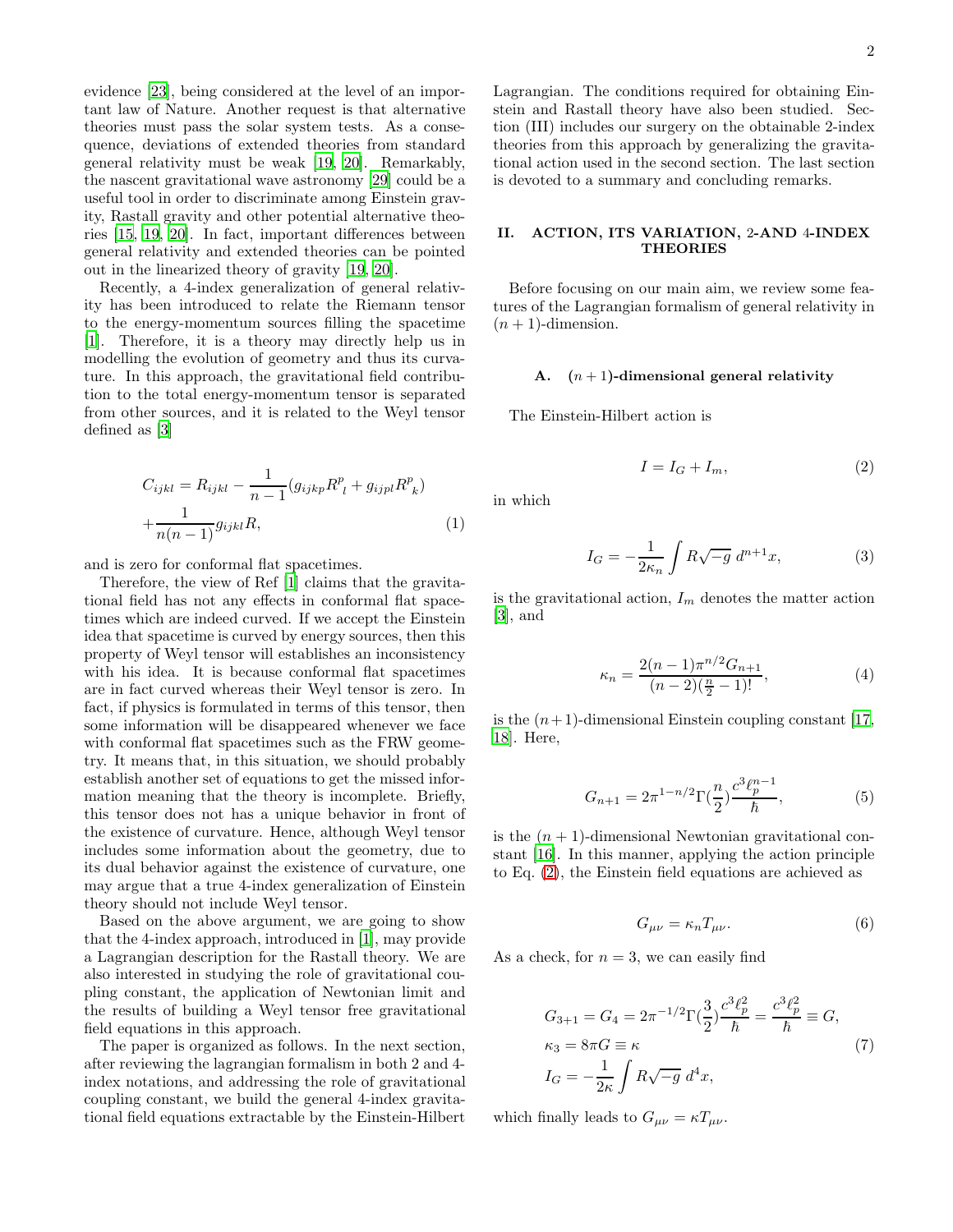evidence [23], being considered at the level of an important law of Nature. Another request is that alternative theories must pass the solar system tests. As a consequence, deviations of extended theories from standard general relativity must be weak [19, 20]. Remarkably, the nascent gravitational wave astronomy [29] could be a useful tool in order to discriminate among Einstein gravity, Rastall gravity and other potential alternative theories [15, 19, 20]. In fact, important differences between general relativity and extended theories can be pointed out in the linearized theory of gravity [19, 20].

Recently, a 4-index generalization of general relativity has been introduced to relate the Riemann tensor to the energy-momentum sources filling the spacetime [1]. Therefore, it is a theory may directly help us in modelling the evolution of geometry and thus its curvature. In this approach, the gravitational field contribution to the total energy-momentum tensor is separated from other sources, and it is related to the Weyl tensor defined as [3]

$$C_{ijkl} = R_{ijkl} - \frac{1}{n-1}(g_{ijkp}R^p_{\ l} + g_{ijpl}R^p_{\ k}) + \frac{1}{n(n-1)}g_{ijkl}R, \tag{1}$$

and is zero for conformal flat spacetimes.

Therefore, the view of Ref [1] claims that the gravitational field has not any effects in conformal flat spacetimes which are indeed curved. If we accept the Einstein idea that spacetime is curved by energy sources, then this property of Weyl tensor will establishes an inconsistency with his idea. It is because conformal flat spacetimes are in fact curved whereas their Weyl tensor is zero. In fact, if physics is formulated in terms of this tensor, then some information will be disappeared whenever we face with conformal flat spacetimes such as the FRW geometry. It means that, in this situation, we should probably establish another set of equations to get the missed information meaning that the theory is incomplete. Briefly, this tensor does not has a unique behavior in front of the existence of curvature. Hence, although Weyl tensor includes some information about the geometry, due to its dual behavior against the existence of curvature, one may argue that a true 4-index generalization of Einstein theory should not include Weyl tensor.

Based on the above argument, we are going to show that the 4-index approach, introduced in [1], may provide a Lagrangian description for the Rastall theory. We are also interested in studying the role of gravitational coupling constant, the application of Newtonian limit and the results of building a Weyl tensor free gravitational field equations in this approach.

The paper is organized as follows. In the next section, after reviewing the lagrangian formalism in both 2 and 4-index notations, and addressing the role of gravitational coupling constant, we build the general 4-index gravitational field equations extractable by the Einstein-Hilbert Lagrangian. The conditions required for obtaining Einstein and Rastall theory have also been studied. Section (III) includes our surgery on the obtainable 2-index theories from this approach by generalizing the gravitational action used in the second section. The last section is devoted to a summary and concluding remarks.

## II. ACTION, ITS VARIATION, 2-AND 4-INDEX THEORIES

Before focusing on our main aim, we review some features of the Lagrangian formalism of general relativity in $(n+1)$-dimension.

### A. $(n+1)$-dimensional general relativity

The Einstein-Hilbert action is

$$I = I_G + I_m, \tag{2}$$

in which

$$I_G = -\frac{1}{2\kappa_n}\int R\sqrt{-g}\ d^{n+1}x, \tag{3}$$

is the gravitational action, $I_m$ denotes the matter action [3], and

$$\kappa_n = \frac{2(n-1)\pi^{n/2}G_{n+1}}{(n-2)(\frac{n}{2}-1)!}, \tag{4}$$

is the $(n+1)$-dimensional Einstein coupling constant [17, 18]. Here,

$$G_{n+1} = 2\pi^{1-n/2}\Gamma(\frac{n}{2})\frac{c^3\ell_p^{n-1}}{\hbar}, \tag{5}$$

is the $(n+1)$-dimensional Newtonian gravitational constant [16]. In this manner, applying the action principle to Eq. (2), the Einstein field equations are achieved as

$$G_{\mu\nu} = \kappa_n T_{\mu\nu}. \tag{6}$$

As a check, for $n=3$, we can easily find

$$\begin{aligned}
&G_{3+1} = G_4 = 2\pi^{-1/2}\Gamma(\frac{3}{2})\frac{c^3\ell_p^2}{\hbar} = \frac{c^3\ell_p^2}{\hbar} \equiv G, \\
&\kappa_3 = 8\pi G \equiv \kappa \\
&I_G = -\frac{1}{2\kappa}\int R\sqrt{-g}\ d^4x,
\end{aligned} \tag{7}$$

which finally leads to $G_{\mu\nu} = \kappa T_{\mu\nu}$.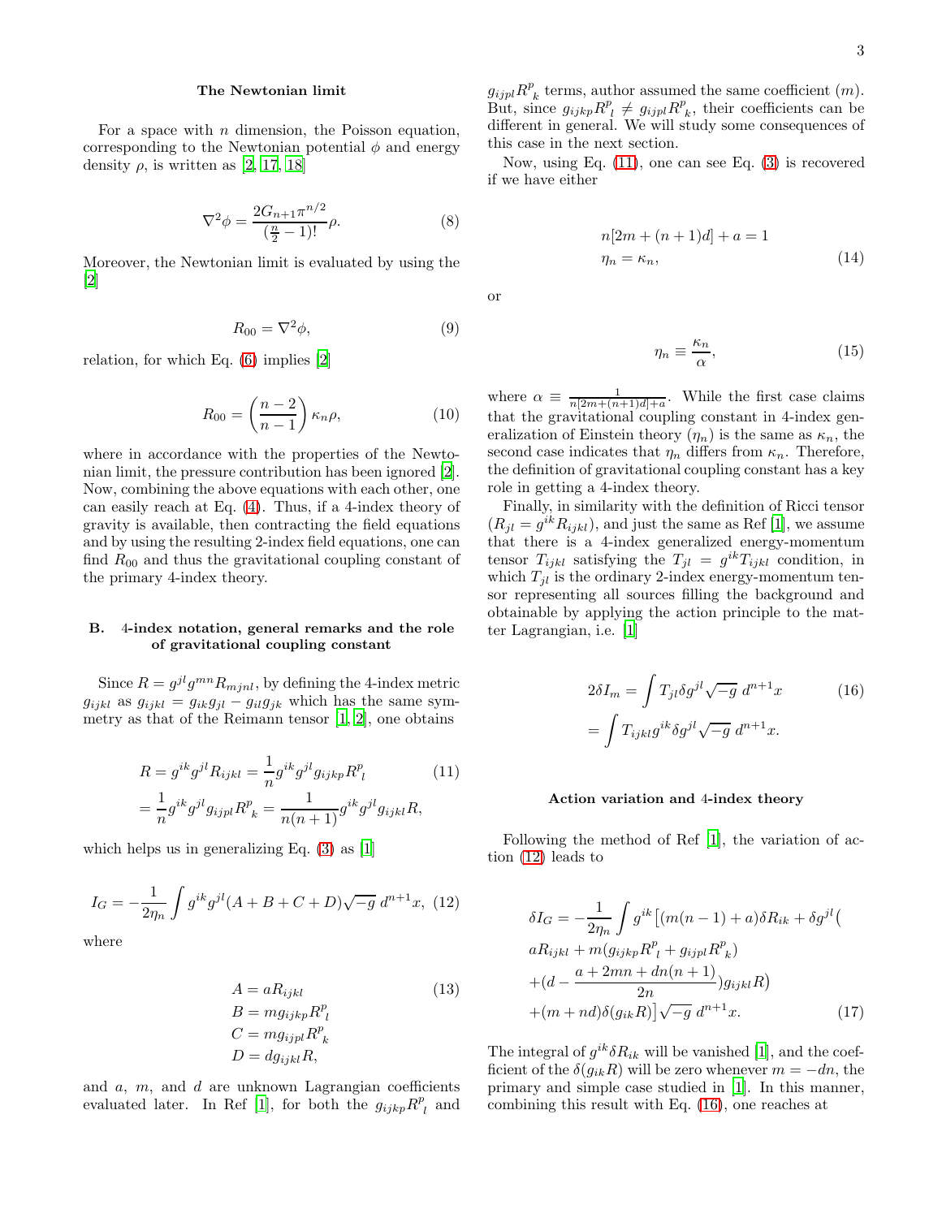**The Newtonian limit**

For a space with $n$ dimension, the Poisson equation, corresponding to the Newtonian potential $\phi$ and energy density $\rho$, is written as [2, 17, 18]

$$\nabla^2\phi = \frac{2G_{n+1}\pi^{n/2}}{(\frac{n}{2}-1)!}\rho. \tag{8}$$

Moreover, the Newtonian limit is evaluated by using the [2]

$$R_{00} = \nabla^2\phi, \tag{9}$$

relation, for which Eq. (6) implies [2]

$$R_{00} = \left(\frac{n-2}{n-1}\right)\kappa_n\rho, \tag{10}$$

where in accordance with the properties of the Newtonian limit, the pressure contribution has been ignored [2]. Now, combining the above equations with each other, one can easily reach at Eq. (4). Thus, if a 4-index theory of gravity is available, then contracting the field equations and by using the resulting 2-index field equations, one can find $R_{00}$ and thus the gravitational coupling constant of the primary 4-index theory.

## B. 4-index notation, general remarks and the role of gravitational coupling constant

Since $R = g^{jl}g^{mn}R_{mjnl}$, by defining the 4-index metric $g_{ijkl}$ as $g_{ijkl} = g_{ik}g_{jl} - g_{il}g_{jk}$ which has the same symmetry as that of the Reimann tensor [1, 2], one obtains

$$\begin{aligned}
R &= g^{ik}g^{jl}R_{ijkl} = \frac{1}{n}g^{ik}g^{jl}g_{ijkp}R^p_{\ l} \\
&= \frac{1}{n}g^{ik}g^{jl}g_{ijpl}R^p_{\ k} = \frac{1}{n(n+1)}g^{ik}g^{jl}g_{ijkl}R,
\end{aligned} \tag{11}$$

which helps us in generalizing Eq. (3) as [1]

$$I_G = -\frac{1}{2\eta_n}\int g^{ik}g^{jl}(A+B+C+D)\sqrt{-g}\ d^{n+1}x, \tag{12}$$

where

$$\begin{aligned}
A &= aR_{ijkl} \\
B &= mg_{ijkp}R^p_{\ l} \\
C &= mg_{ijpl}R^p_{\ k} \\
D &= dg_{ijkl}R,
\end{aligned} \tag{13}$$

and $a$, $m$, and $d$ are unknown Lagrangian coefficients evaluated later. In Ref [1], for both the $g_{ijkp}R^p_{\ l}$ and $g_{ijpl}R^p_{\ k}$ terms, author assumed the same coefficient ($m$). But, since $g_{ijkp}R^p_{\ l} \neq g_{ijpl}R^p_{\ k}$, their coefficients can be different in general. We will study some consequences of this case in the next section.

Now, using Eq. (11), one can see Eq. (3) is recovered if we have either

$$\begin{aligned}
&n[2m+(n+1)d]+a = 1 \\
&\eta_n = \kappa_n,
\end{aligned} \tag{14}$$

or

$$\eta_n \equiv \frac{\kappa_n}{\alpha}, \tag{15}$$

where $\alpha \equiv \frac{1}{n[2m+(n+1)d]+a}$. While the first case claims that the gravitational coupling constant in 4-index generalization of Einstein theory ($\eta_n$) is the same as $\kappa_n$, the second case indicates that $\eta_n$ differs from $\kappa_n$. Therefore, the definition of gravitational coupling constant has a key role in getting a 4-index theory.

Finally, in similarity with the definition of Ricci tensor ($R_{jl} = g^{ik}R_{ijkl}$), and just the same as Ref [1], we assume that there is a 4-index generalized energy-momentum tensor $T_{ijkl}$ satisfying the $T_{jl} = g^{ik}T_{ijkl}$ condition, in which $T_{jl}$ is the ordinary 2-index energy-momentum tensor representing all sources filling the background and obtainable by applying the action principle to the matter Lagrangian, i.e. [1]

$$\begin{aligned}
2\delta I_m &= \int T_{jl}\delta g^{jl}\sqrt{-g}\ d^{n+1}x \\
&= \int T_{ijkl}g^{ik}\delta g^{jl}\sqrt{-g}\ d^{n+1}x.
\end{aligned} \tag{16}$$

**Action variation and 4-index theory**

Following the method of Ref [1], the variation of action (12) leads to

$$\begin{aligned}
\delta I_G = -\frac{1}{2\eta_n}\int g^{ik}\big[&(m(n-1)+a)\delta R_{ik} + \delta g^{jl}\big( \\
&aR_{ijkl} + m(g_{ijkp}R^p_{\ l} + g_{ijpl}R^p_{\ k}) \\
&+(d - \frac{a+2mn+dn(n+1)}{2n})g_{ijkl}R\big) \\
&+(m+nd)\delta(g_{ik}R)\big]\sqrt{-g}\ d^{n+1}x.
\end{aligned} \tag{17}$$

The integral of $g^{ik}\delta R_{ik}$ will be vanished [1], and the coefficient of the $\delta(g_{ik}R)$ will be zero whenever $m = -dn$, the primary and simple case studied in [1]. In this manner, combining this result with Eq. (16), one reaches at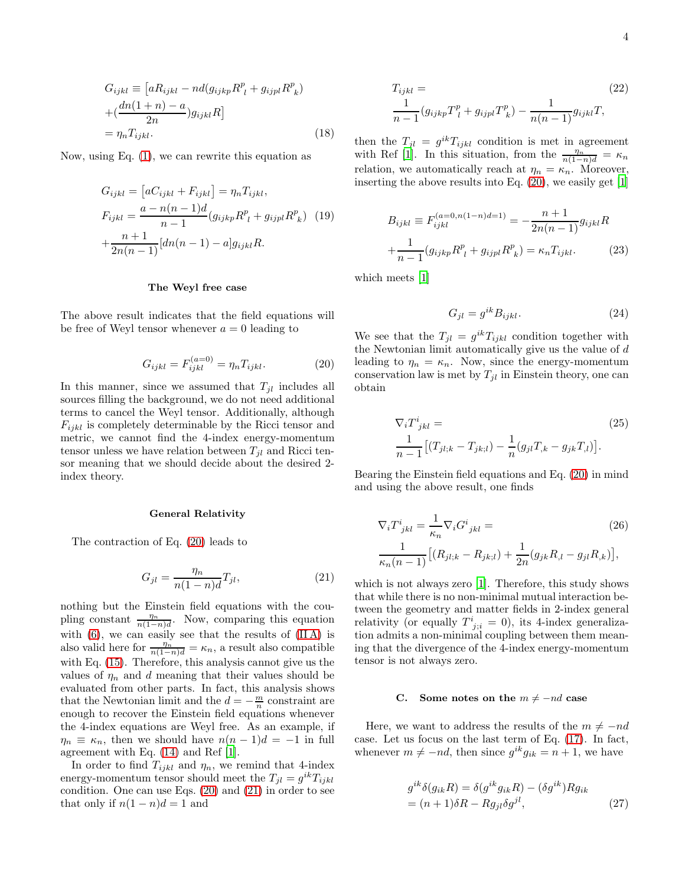$$
\begin{aligned}
G_{ijkl} &\equiv \big[aR_{ijkl} - nd(g_{ijkp}R^p_{\ l} + g_{ijpl}R^p_{\ k}) \\
&+ (\frac{dn(1+n)-a}{2n})g_{ijkl}R\big] \\
&= \eta_n T_{ijkl}.
\end{aligned} \tag{18}
$$

Now, using Eq. (1), we can rewrite this equation as

$$
\begin{aligned}
& G_{ijkl} = \big[aC_{ijkl} + F_{ijkl}\big] = \eta_n T_{ijkl}, \\
& F_{ijkl} = \frac{a - n(n-1)d}{n-1}(g_{ijkp}R^p_{\ l} + g_{ijpl}R^p_{\ k}) \\
& + \frac{n+1}{2n(n-1)}[dn(n-1) - a]g_{ijkl}R.
\end{aligned} \tag{19}
$$

**The Weyl free case**

The above result indicates that the field equations will be free of Weyl tensor whenever $a = 0$ leading to

$$
G_{ijkl} = F^{(a=0)}_{ijkl} = \eta_n T_{ijkl}. \tag{20}
$$

In this manner, since we assumed that $T_{jl}$ includes all sources filling the background, we do not need additional terms to cancel the Weyl tensor. Additionally, although $F_{ijkl}$ is completely determinable by the Ricci tensor and metric, we cannot find the 4-index energy-momentum tensor unless we have relation between $T_{jl}$ and Ricci tensor meaning that we should decide about the desired 2-index theory.

**General Relativity**

The contraction of Eq. (20) leads to

$$
G_{jl} = \frac{\eta_n}{n(1-n)d}T_{jl}, \tag{21}
$$

nothing but the Einstein field equations with the coupling constant $\frac{\eta_n}{n(1-n)d}$. Now, comparing this equation with (6), we can easily see that the results of (II A) is also valid here for $\frac{\eta_n}{n(1-n)d} = \kappa_n$, a result also compatible with Eq. (15). Therefore, this analysis cannot give us the values of $\eta_n$ and $d$ meaning that their values should be evaluated from other parts. In fact, this analysis shows that the Newtonian limit and the $d = -\frac{m}{n}$ constraint are enough to recover the Einstein field equations whenever the 4-index equations are Weyl free. As an example, if $\eta_n \equiv \kappa_n$, then we should have $n(n-1)d = -1$ in full agreement with Eq. (14) and Ref [1].

In order to find $T_{ijkl}$ and $\eta_n$, we remind that 4-index energy-momentum tensor should meet the $T_{jl} = g^{ik}T_{ijkl}$ condition. One can use Eqs. (20) and (21) in order to see that only if $n(1-n)d = 1$ and

$$
\begin{aligned}
& T_{ijkl} = \\
& \frac{1}{n-1}(g_{ijkp}T^p_{\ l} + g_{ijpl}T^p_{\ k}) - \frac{1}{n(n-1)}g_{ijkl}T,
\end{aligned} \tag{22}
$$

then the $T_{jl} = g^{ik}T_{ijkl}$ condition is met in agreement with Ref [1]. In this situation, from the $\frac{\eta_n}{n(1-n)d} = \kappa_n$ relation, we automatically reach at $\eta_n = \kappa_n$. Moreover, inserting the above results into Eq. (20), we easily get [1]

$$
\begin{aligned}
& B_{ijkl} \equiv F^{(a=0,n(1-n)d=1)}_{ijkl} = -\frac{n+1}{2n(n-1)}g_{ijkl}R \\
& + \frac{1}{n-1}(g_{ijkp}R^p_{\ l} + g_{ijpl}R^p_{\ k}) = \kappa_n T_{ijkl}.
\end{aligned} \tag{23}
$$

which meets [1]

$$
G_{jl} = g^{ik}B_{ijkl}. \tag{24}
$$

We see that the $T_{jl} = g^{ik}T_{ijkl}$ condition together with the Newtonian limit automatically give us the value of $d$ leading to $\eta_n = \kappa_n$. Now, since the energy-momentum conservation law is met by $T_{jl}$ in Einstein theory, one can obtain

$$
\begin{aligned}
& \nabla_i T^i_{\ jkl} = \\
& \frac{1}{n-1}\big[(T_{jl;k} - T_{jk;l}) - \frac{1}{n}(g_{jl}T_{,k} - g_{jk}T_{,l})\big].
\end{aligned} \tag{25}
$$

Bearing the Einstein field equations and Eq. (20) in mind and using the above result, one finds

$$
\begin{aligned}
& \nabla_i T^i_{\ jkl} = \frac{1}{\kappa_n}\nabla_i G^i_{\ jkl} = \\
& \frac{1}{\kappa_n(n-1)}\big[(R_{jl;k} - R_{jk;l}) + \frac{1}{2n}(g_{jk}R_{,l} - g_{jl}R_{,k})\big],
\end{aligned} \tag{26}
$$

which is not always zero [1]. Therefore, this study shows that while there is no non-minimal mutual interaction between the geometry and matter fields in 2-index general relativity (or equally $T^i_{\ j;i} = 0$), its 4-index generalization admits a non-minimal coupling between them meaning that the divergence of the 4-index energy-momentum tensor is not always zero.

### C. Some notes on the $m \neq -nd$ case

Here, we want to address the results of the $m \neq -nd$ case. Let us focus on the last term of Eq. (17). In fact, whenever $m \neq -nd$, then since $g^{ik}g_{ik} = n+1$, we have

$$
\begin{aligned}
g^{ik}\delta(g_{ik}R) &= \delta(g^{ik}g_{ik}R) - (\delta g^{ik})Rg_{ik} \\
&= (n+1)\delta R - Rg_{jl}\delta g^{jl},
\end{aligned} \tag{27}
$$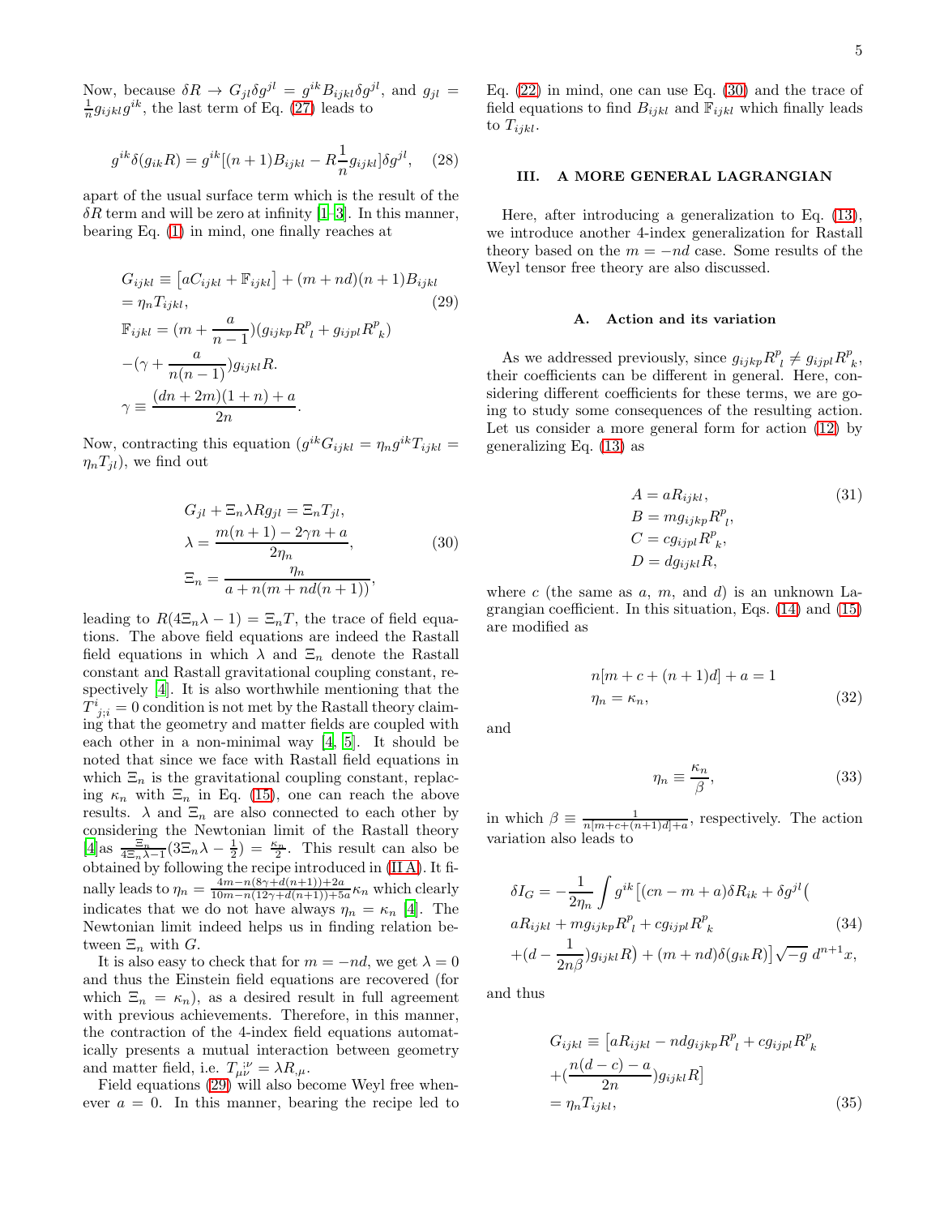Now, because $\delta R \rightarrow G_{jl}\delta g^{jl} = g^{ik}B_{ijkl}\delta g^{jl}$, and $g_{jl} = \frac{1}{n}g_{ijkl}g^{ik}$, the last term of Eq. (27) leads to

$$g^{ik}\delta(g_{ik}R) = g^{ik}[(n+1)B_{ijkl} - R\frac{1}{n}g_{ijkl}]\delta g^{jl}, \quad (28)$$

apart of the usual surface term which is the result of the $\delta R$ term and will be zero at infinity [1–3]. In this manner, bearing Eq. (1) in mind, one finally reaches at

$$\begin{aligned}
&G_{ijkl} \equiv \left[aC_{ijkl} + \mathbb{F}_{ijkl}\right] + (m+nd)(n+1)B_{ijkl} \\
&= \eta_n T_{ijkl}, \quad (29)\\
&\mathbb{F}_{ijkl} = (m + \frac{a}{n-1})(g_{ijkp}R^p_{\ l} + g_{ijpl}R^p_{\ k}) \\
&-(\gamma + \frac{a}{n(n-1)})g_{ijkl}R. \\
&\gamma \equiv \frac{(dn+2m)(1+n)+a}{2n}.
\end{aligned}$$

Now, contracting this equation ($g^{ik}G_{ijkl} = \eta_n g^{ik}T_{ijkl} = \eta_n T_{jl}$), we find out

$$\begin{aligned}
&G_{jl} + \Xi_n \lambda R g_{jl} = \Xi_n T_{jl}, \\
&\lambda = \frac{m(n+1) - 2\gamma n + a}{2\eta_n}, \quad (30)\\
&\Xi_n = \frac{\eta_n}{a + n(m + nd(n+1))},
\end{aligned}$$

leading to $R(4\Xi_n\lambda - 1) = \Xi_n T$, the trace of field equations. The above field equations are indeed the Rastall field equations in which $\lambda$ and $\Xi_n$ denote the Rastall constant and Rastall gravitational coupling constant, respectively [4]. It is also worthwhile mentioning that the $T^{i}_{\ j;i} = 0$ condition is not met by the Rastall theory claiming that the geometry and matter fields are coupled with each other in a non-minimal way [4, 5]. It should be noted that since we face with Rastall field equations in which $\Xi_n$ is the gravitational coupling constant, replacing $\kappa_n$ with $\Xi_n$ in Eq. (15), one can reach the above results. $\lambda$ and $\Xi_n$ are also connected to each other by considering the Newtonian limit of the Rastall theory [4]as $\frac{\Xi_n}{4\Xi_n\lambda - 1}(3\Xi_n\lambda - \frac{1}{2}) = \frac{\kappa_n}{2}$. This result can also be obtained by following the recipe introduced in (II A). It finally leads to $\eta_n = \frac{4m - n(8\gamma + d(n+1)) + 2a}{10m - n(12\gamma + d(n+1)) + 5a}\kappa_n$ which clearly indicates that we do not have always $\eta_n = \kappa_n$ [4]. The Newtonian limit indeed helps us in finding relation between $\Xi_n$ with $G$.

It is also easy to check that for $m = -nd$, we get $\lambda = 0$ and thus the Einstein field equations are recovered (for which $\Xi_n = \kappa_n$), as a desired result in full agreement with previous achievements. Therefore, in this manner, the contraction of the 4-index field equations automatically presents a mutual interaction between geometry and matter field, i.e. $T^{\ ;\nu}_{\mu\nu} = \lambda R_{,\mu}$.

Field equations (29) will also become Weyl free whenever $a = 0$. In this manner, bearing the recipe led to Eq. (22) in mind, one can use Eq. (30) and the trace of field equations to find $B_{ijkl}$ and $\mathbb{F}_{ijkl}$ which finally leads to $T_{ijkl}$.

## III. A MORE GENERAL LAGRANGIAN

Here, after introducing a generalization to Eq. (13), we introduce another 4-index generalization for Rastall theory based on the $m = -nd$ case. Some results of the Weyl tensor free theory are also discussed.

### A. Action and its variation

As we addressed previously, since $g_{ijkp}R^p_{\ l} \neq g_{ijpl}R^p_{\ k}$, their coefficients can be different in general. Here, considering different coefficients for these terms, we are going to study some consequences of the resulting action. Let us consider a more general form for action (12) by generalizing Eq. (13) as

$$\begin{aligned}
&A = aR_{ijkl}, \quad (31)\\
&B = mg_{ijkp}R^p_{\ l}, \\
&C = cg_{ijpl}R^p_{\ k}, \\
&D = dg_{ijkl}R,
\end{aligned}$$

where $c$ (the same as $a$, $m$, and $d$) is an unknown Lagrangian coefficient. In this situation, Eqs. (14) and (15) are modified as

$$\begin{aligned}
&n[m + c + (n+1)d] + a = 1 \\
&\eta_n = \kappa_n, \quad (32)
\end{aligned}$$

and

$$\eta_n \equiv \frac{\kappa_n}{\beta}, \quad (33)$$

in which $\beta \equiv \frac{1}{n[m+c+(n+1)d]+a}$, respectively. The action variation also leads to

$$\begin{aligned}
&\delta I_G = -\frac{1}{2\eta_n}\int g^{ik}\big[(cn - m + a)\delta R_{ik} + \delta g^{jl}\big( \\
&aR_{ijkl} + mg_{ijkp}R^p_{\ l} + cg_{ijpl}R^p_{\ k} \quad (34)\\
&+(d - \frac{1}{2n\beta})g_{ijkl}R\big) + (m+nd)\delta(g_{ik}R)\big]\sqrt{-g}\ d^{n+1}x,
\end{aligned}$$

and thus

$$\begin{aligned}
&G_{ijkl} \equiv \big[aR_{ijkl} - ndg_{ijkp}R^p_{\ l} + cg_{ijpl}R^p_{\ k} \\
&+(\frac{n(d-c)-a}{2n})g_{ijkl}R\big] \\
&= \eta_n T_{ijkl}, \quad (35)
\end{aligned}$$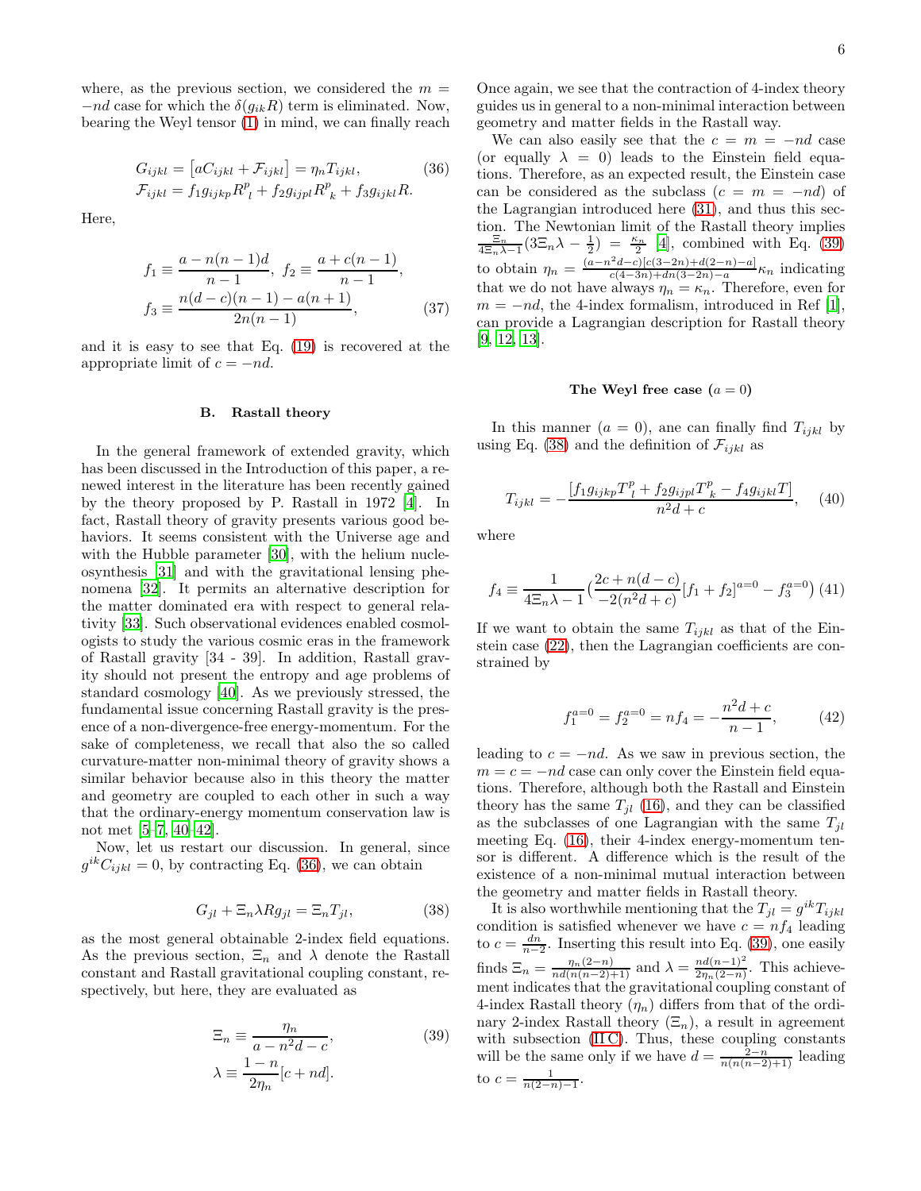where, as the previous section, we considered the $m = -nd$ case for which the $\delta(g_{ik}R)$ term is eliminated. Now, bearing the Weyl tensor (1) in mind, we can finally reach

$$
\begin{aligned}
&G_{ijkl} = \left[aC_{ijkl} + \mathcal{F}_{ijkl}\right] = \eta_n T_{ijkl}, \qquad (36)\\
&\mathcal{F}_{ijkl} = f_1 g_{ijkp} R^p_{\ l} + f_2 g_{ijpl} R^p_{\ k} + f_3 g_{ijkl} R.
\end{aligned}
$$

Here,

$$
\begin{aligned}
&f_1 \equiv \frac{a - n(n-1)d}{n-1},\ f_2 \equiv \frac{a + c(n-1)}{n-1},\\
&f_3 \equiv \frac{n(d-c)(n-1) - a(n+1)}{2n(n-1)}, \qquad (37)
\end{aligned}
$$

and it is easy to see that Eq. (19) is recovered at the appropriate limit of $c = -nd$.

### B. Rastall theory

In the general framework of extended gravity, which has been discussed in the Introduction of this paper, a renewed interest in the literature has been recently gained by the theory proposed by P. Rastall in 1972 [4]. In fact, Rastall theory of gravity presents various good behaviors. It seems consistent with the Universe age and with the Hubble parameter [30], with the helium nucleosynthesis [31] and with the gravitational lensing phenomena [32]. It permits an alternative description for the matter dominated era with respect to general relativity [33]. Such observational evidences enabled cosmologists to study the various cosmic eras in the framework of Rastall gravity [34 - 39]. In addition, Rastall gravity should not present the entropy and age problems of standard cosmology [40]. As we previously stressed, the fundamental issue concerning Rastall gravity is the presence of a non-divergence-free energy-momentum. For the sake of completeness, we recall that also the so called curvature-matter non-minimal theory of gravity shows a similar behavior because also in this theory the matter and geometry are coupled to each other in such a way that the ordinary-energy momentum conservation law is not met [5–7, 40–42].

Now, let us restart our discussion. In general, since $g^{ik}C_{ijkl} = 0$, by contracting Eq. (36), we can obtain

$$
G_{jl} + \Xi_n \lambda R g_{jl} = \Xi_n T_{jl}, \qquad (38)
$$

as the most general obtainable 2-index field equations. As the previous section, $\Xi_n$ and $\lambda$ denote the Rastall constant and Rastall gravitational coupling constant, respectively, but here, they are evaluated as

$$
\begin{aligned}
&\Xi_n \equiv \frac{\eta_n}{a - n^2 d - c}, \qquad (39)\\
&\lambda \equiv \frac{1-n}{2\eta_n}[c + nd].
\end{aligned}
$$

Once again, we see that the contraction of 4-index theory guides us in general to a non-minimal interaction between geometry and matter fields in the Rastall way.

We can also easily see that the $c = m = -nd$ case (or equally $\lambda = 0$) leads to the Einstein field equations. Therefore, as an expected result, the Einstein case can be considered as the subclass ($c = m = -nd$) of the Lagrangian introduced here (31), and thus this section. The Newtonian limit of the Rastall theory implies $\frac{\Xi_n}{4\Xi_n\lambda - 1}(3\Xi_n\lambda - \frac{1}{2}) = \frac{\kappa_n}{2}$ [4], combined with Eq. (39) to obtain $\eta_n = \frac{(a-n^2d-c)[c(3-2n)+d(2-n)-a]}{c(4-3n)+dn(3-2n)-a}\kappa_n$ indicating that we do not have always $\eta_n = \kappa_n$. Therefore, even for $m = -nd$, the 4-index formalism, introduced in Ref [1], can provide a Lagrangian description for Rastall theory [9, 12, 13].

#### The Weyl free case ($a = 0$)

In this manner ($a = 0$), ane can finally find $T_{ijkl}$ by using Eq. (38) and the definition of $\mathcal{F}_{ijkl}$ as

$$
T_{ijkl} = -\frac{[f_1 g_{ijkp} T^p_{\ l} + f_2 g_{ijpl} T^p_{\ k} - f_4 g_{ijkl} T]}{n^2 d + c}, \qquad (40)
$$

where

$$
f_4 \equiv \frac{1}{4\Xi_n\lambda - 1}\Big(\frac{2c + n(d-c)}{-2(n^2d + c)}[f_1 + f_2]^{a=0} - f_3^{a=0}\Big) \quad (41)
$$

If we want to obtain the same $T_{ijkl}$ as that of the Einstein case (22), then the Lagrangian coefficients are constrained by

$$
f_1^{a=0} = f_2^{a=0} = nf_4 = -\frac{n^2 d + c}{n-1}, \qquad (42)
$$

leading to $c = -nd$. As we saw in previous section, the $m = c = -nd$ case can only cover the Einstein field equations. Therefore, although both the Rastall and Einstein theory has the same $T_{jl}$ (16), and they can be classified as the subclasses of one Lagrangian with the same $T_{jl}$ meeting Eq. (16), their 4-index energy-momentum tensor is different. A difference which is the result of the existence of a non-minimal mutual interaction between the geometry and matter fields in Rastall theory.

It is also worthwhile mentioning that the $T_{jl} = g^{ik}T_{ijkl}$ condition is satisfied whenever we have $c = nf_4$ leading to $c = \frac{dn}{n-2}$. Inserting this result into Eq. (39), one easily finds $\Xi_n = \frac{\eta_n(2-n)}{nd(n(n-2)+1)}$ and $\lambda = \frac{nd(n-1)^2}{2\eta_n(2-n)}$. This achievement indicates that the gravitational coupling constant of 4-index Rastall theory ($\eta_n$) differs from that of the ordinary 2-index Rastall theory ($\Xi_n$), a result in agreement with subsection (II C). Thus, these coupling constants will be the same only if we have $d = \frac{2-n}{n(n(n-2)+1)}$ leading to $c = \frac{1}{n(2-n)-1}$.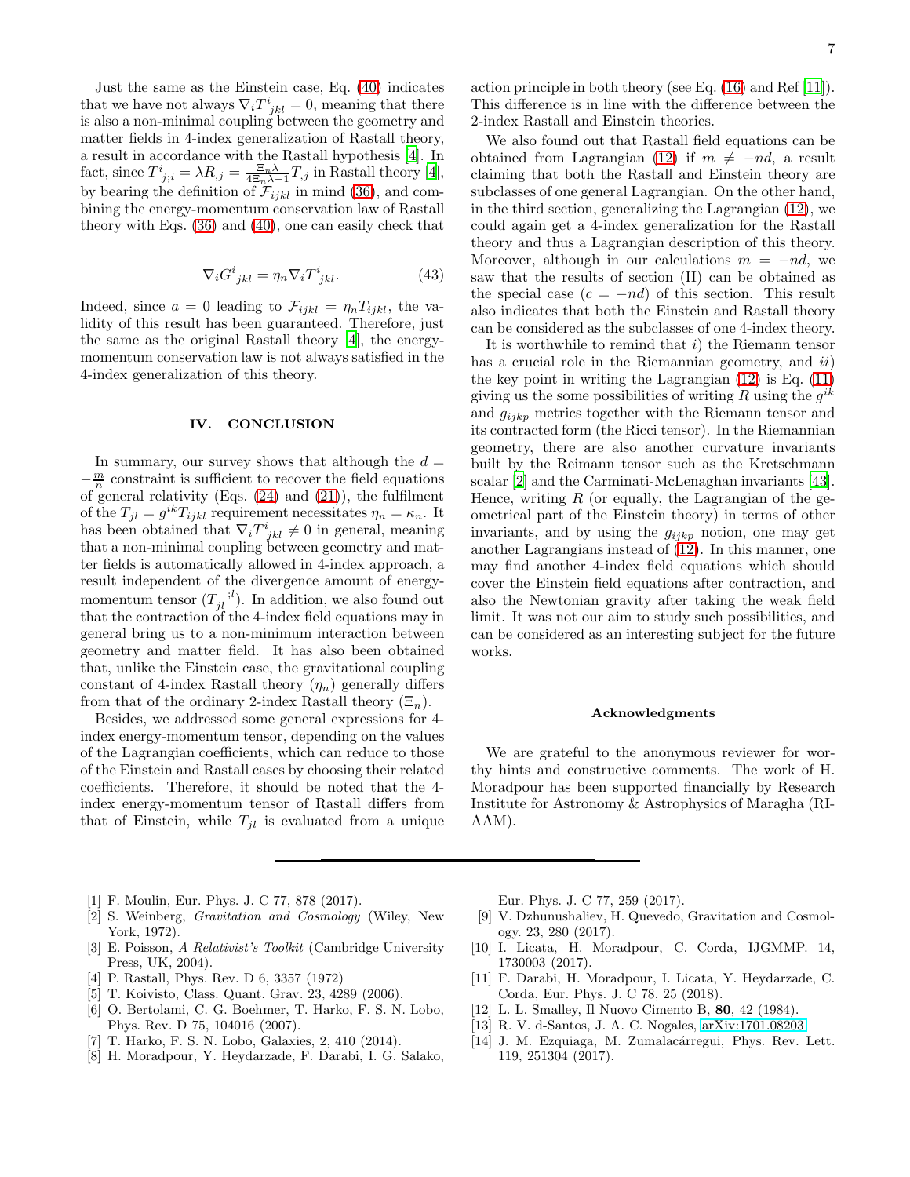Just the same as the Einstein case, Eq. (40) indicates that we have not always $\nabla_i T^i{}_{jkl} = 0$, meaning that there is also a non-minimal coupling between the geometry and matter fields in 4-index generalization of Rastall theory, a result in accordance with the Rastall hypothesis [4]. In fact, since $T^i{}_{j;i} = \lambda R_{,j} = \frac{\Xi_n \lambda}{4\Xi_n \lambda - 1} T_{,j}$ in Rastall theory [4], by bearing the definition of $\mathcal{F}_{ijkl}$ in mind (36), and combining the energy-momentum conservation law of Rastall theory with Eqs. (36) and (40), one can easily check that

$$\nabla_i G^i{}_{jkl} = \eta_n \nabla_i T^i{}_{jkl}. \tag{43}$$

Indeed, since $a = 0$ leading to $\mathcal{F}_{ijkl} = \eta_n T_{ijkl}$, the validity of this result has been guaranteed. Therefore, just the same as the original Rastall theory [4], the energy-momentum conservation law is not always satisfied in the 4-index generalization of this theory.

## IV. CONCLUSION

In summary, our survey shows that although the $d = -\frac{m}{n}$ constraint is sufficient to recover the field equations of general relativity (Eqs. (24) and (21)), the fulfilment of the $T_{jl} = g^{ik} T_{ijkl}$ requirement necessitates $\eta_n = \kappa_n$. It has been obtained that $\nabla_i T^i{}_{jkl} \neq 0$ in general, meaning that a non-minimal coupling between geometry and matter fields is automatically allowed in 4-index approach, a result independent of the divergence amount of energy-momentum tensor ($T_{jl}{}^{;l}$). In addition, we also found out that the contraction of the 4-index field equations may in general bring us to a non-minimum interaction between geometry and matter field. It has also been obtained that, unlike the Einstein case, the gravitational coupling constant of 4-index Rastall theory ($\eta_n$) generally differs from that of the ordinary 2-index Rastall theory ($\Xi_n$).

Besides, we addressed some general expressions for 4-index energy-momentum tensor, depending on the values of the Lagrangian coefficients, which can reduce to those of the Einstein and Rastall cases by choosing their related coefficients. Therefore, it should be noted that the 4-index energy-momentum tensor of Rastall differs from that of Einstein, while $T_{jl}$ is evaluated from a unique action principle in both theory (see Eq. (16) and Ref [11]). This difference is in line with the difference between the 2-index Rastall and Einstein theories.

We also found out that Rastall field equations can be obtained from Lagrangian (12) if $m \neq -nd$, a result claiming that both the Rastall and Einstein theory are subclasses of one general Lagrangian. On the other hand, in the third section, generalizing the Lagrangian (12), we could again get a 4-index generalization for the Rastall theory and thus a Lagrangian description of this theory. Moreover, although in our calculations $m = -nd$, we saw that the results of section (II) can be obtained as the special case ($c = -nd$) of this section. This result also indicates that both the Einstein and Rastall theory can be considered as the subclasses of one 4-index theory.

It is worthwhile to remind that *i*) the Riemann tensor has a crucial role in the Riemannian geometry, and *ii*) the key point in writing the Lagrangian (12) is Eq. (11) giving us the some possibilities of writing $R$ using the $g^{ik}$ and $g_{ijkp}$ metrics together with the Riemann tensor and its contracted form (the Ricci tensor). In the Riemannian geometry, there are also another curvature invariants built by the Reimann tensor such as the Kretschmann scalar [2] and the Carminati-McLenaghan invariants [43]. Hence, writing $R$ (or equally, the Lagrangian of the geometrical part of the Einstein theory) in terms of other invariants, and by using the $g_{ijkp}$ notion, one may get another Lagrangians instead of (12). In this manner, one may find another 4-index field equations which should cover the Einstein field equations after contraction, and also the Newtonian gravity after taking the weak field limit. It was not our aim to study such possibilities, and can be considered as an interesting subject for the future works.

### Acknowledgments

We are grateful to the anonymous reviewer for worthy hints and constructive comments. The work of H. Moradpour has been supported financially by Research Institute for Astronomy & Astrophysics of Maragha (RIAAM).

---

[1] F. Moulin, Eur. Phys. J. C 77, 878 (2017).
[2] S. Weinberg, *Gravitation and Cosmology* (Wiley, New York, 1972).
[3] E. Poisson, *A Relativist's Toolkit* (Cambridge University Press, UK, 2004).
[4] P. Rastall, Phys. Rev. D 6, 3357 (1972)
[5] T. Koivisto, Class. Quant. Grav. 23, 4289 (2006).
[6] O. Bertolami, C. G. Boehmer, T. Harko, F. S. N. Lobo, Phys. Rev. D 75, 104016 (2007).
[7] T. Harko, F. S. N. Lobo, Galaxies, 2, 410 (2014).
[8] H. Moradpour, Y. Heydarzade, F. Darabi, I. G. Salako, Eur. Phys. J. C 77, 259 (2017).
[9] V. Dzhunushaliev, H. Quevedo, Gravitation and Cosmology. 23, 280 (2017).
[10] I. Licata, H. Moradpour, C. Corda, IJGMMP. 14, 1730003 (2017).
[11] F. Darabi, H. Moradpour, I. Licata, Y. Heydarzade, C. Corda, Eur. Phys. J. C 78, 25 (2018).
[12] L. L. Smalley, Il Nuovo Cimento B, **80**, 42 (1984).
[13] R. V. d-Santos, J. A. C. Nogales, arXiv:1701.08203.
[14] J. M. Ezquiaga, M. Zumalacárregui, Phys. Rev. Lett. 119, 251304 (2017).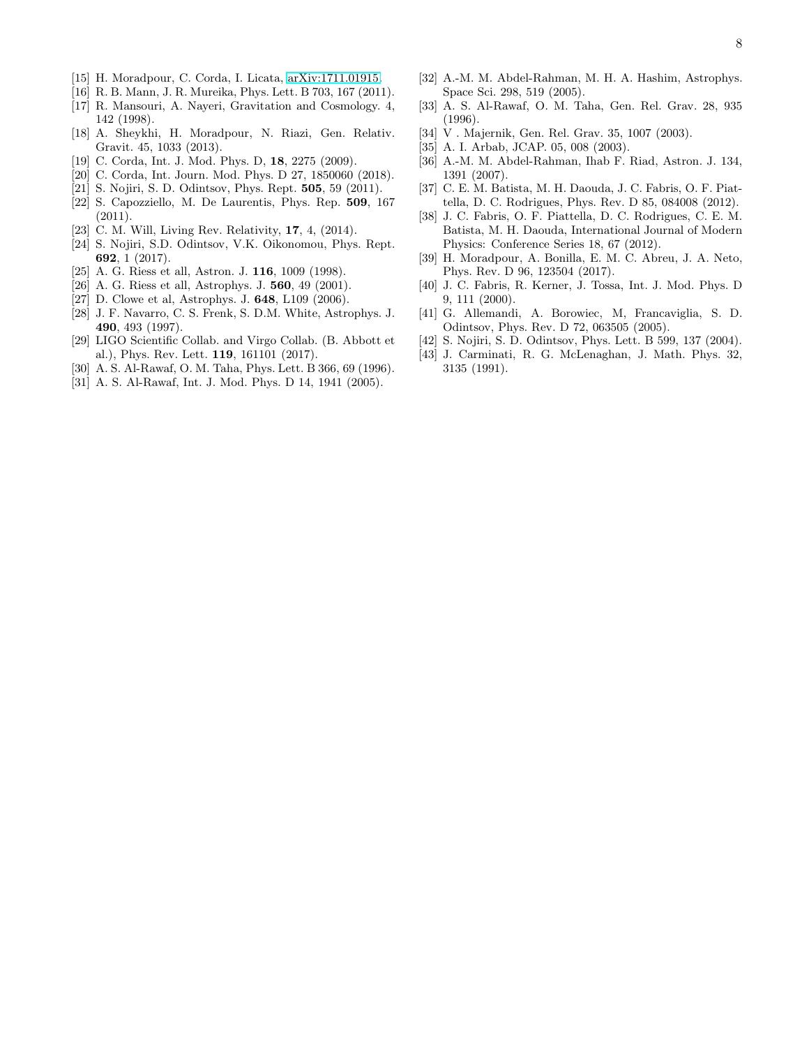[15] H. Moradpour, C. Corda, I. Licata, arXiv:1711.01915.

[16] R. B. Mann, J. R. Mureika, Phys. Lett. B 703, 167 (2011).

[17] R. Mansouri, A. Nayeri, Gravitation and Cosmology. 4, 142 (1998).

[18] A. Sheykhi, H. Moradpour, N. Riazi, Gen. Relativ. Gravit. 45, 1033 (2013).

[19] C. Corda, Int. J. Mod. Phys. D, **18**, 2275 (2009).

[20] C. Corda, Int. Journ. Mod. Phys. D 27, 1850060 (2018).

[21] S. Nojiri, S. D. Odintsov, Phys. Rept. **505**, 59 (2011).

[22] S. Capozziello, M. De Laurentis, Phys. Rep. **509**, 167 (2011).

[23] C. M. Will, Living Rev. Relativity, **17**, 4, (2014).

[24] S. Nojiri, S.D. Odintsov, V.K. Oikonomou, Phys. Rept. **692**, 1 (2017).

[25] A. G. Riess et all, Astron. J. **116**, 1009 (1998).

[26] A. G. Riess et all, Astrophys. J. **560**, 49 (2001).

[27] D. Clowe et al, Astrophys. J. **648**, L109 (2006).

[28] J. F. Navarro, C. S. Frenk, S. D.M. White, Astrophys. J. **490**, 493 (1997).

[29] LIGO Scientific Collab. and Virgo Collab. (B. Abbott et al.), Phys. Rev. Lett. **119**, 161101 (2017).

[30] A. S. Al-Rawaf, O. M. Taha, Phys. Lett. B 366, 69 (1996).

[31] A. S. Al-Rawaf, Int. J. Mod. Phys. D 14, 1941 (2005).

[32] A.-M. M. Abdel-Rahman, M. H. A. Hashim, Astrophys. Space Sci. 298, 519 (2005).

[33] A. S. Al-Rawaf, O. M. Taha, Gen. Rel. Grav. 28, 935 (1996).

[34] V . Majernik, Gen. Rel. Grav. 35, 1007 (2003).

[35] A. I. Arbab, JCAP. 05, 008 (2003).

[36] A.-M. M. Abdel-Rahman, Ihab F. Riad, Astron. J. 134, 1391 (2007).

[37] C. E. M. Batista, M. H. Daouda, J. C. Fabris, O. F. Piattella, D. C. Rodrigues, Phys. Rev. D 85, 084008 (2012).

[38] J. C. Fabris, O. F. Piattella, D. C. Rodrigues, C. E. M. Batista, M. H. Daouda, International Journal of Modern Physics: Conference Series 18, 67 (2012).

[39] H. Moradpour, A. Bonilla, E. M. C. Abreu, J. A. Neto, Phys. Rev. D 96, 123504 (2017).

[40] J. C. Fabris, R. Kerner, J. Tossa, Int. J. Mod. Phys. D 9, 111 (2000).

[41] G. Allemandi, A. Borowiec, M, Francaviglia, S. D. Odintsov, Phys. Rev. D 72, 063505 (2005).

[42] S. Nojiri, S. D. Odintsov, Phys. Lett. B 599, 137 (2004).

[43] J. Carminati, R. G. McLenaghan, J. Math. Phys. 32, 3135 (1991).